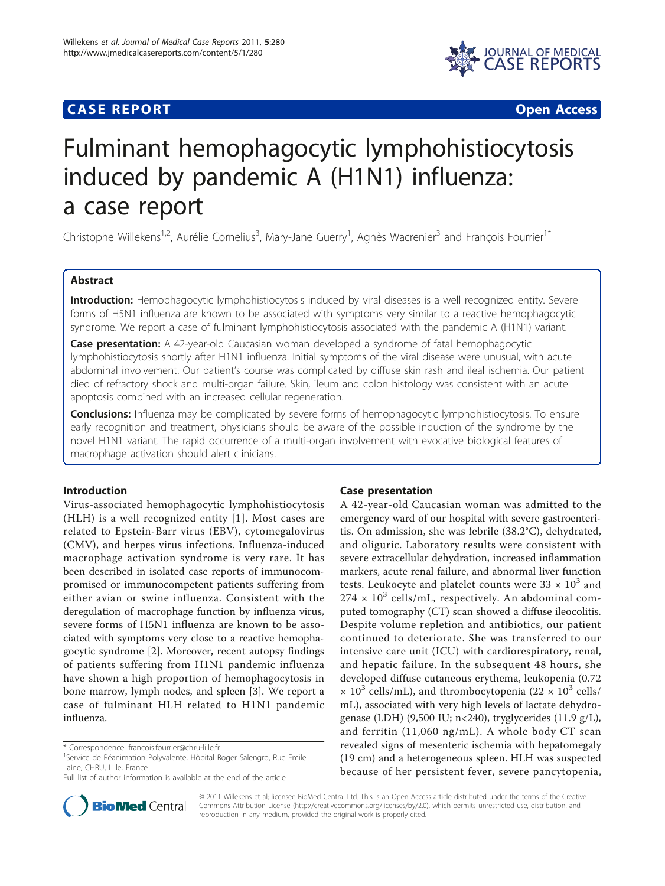**CASE REPORT** **Open Access**

# Fulminant hemophagocytic lymphohistiocytosis induced by pandemic A (H1N1) influenza: a case report

Christophe Willekens[1,2], Aurélie Cornelius[3], Mary-Jane Guerry[1], Agnès Wacrenier[3] and François Fourrier[1*]

## Abstract

**Introduction:** Hemophagocytic lymphohistiocytosis induced by viral diseases is a well recognized entity. Severe forms of H5N1 influenza are known to be associated with symptoms very similar to a reactive hemophagocytic syndrome. We report a case of fulminant lymphohistiocytosis associated with the pandemic A (H1N1) variant.

**Case presentation:** A 42-year-old Caucasian woman developed a syndrome of fatal hemophagocytic lymphohistiocytosis shortly after H1N1 influenza. Initial symptoms of the viral disease were unusual, with acute abdominal involvement. Our patient's course was complicated by diffuse skin rash and ileal ischemia. Our patient died of refractory shock and multi-organ failure. Skin, ileum and colon histology was consistent with an acute apoptosis combined with an increased cellular regeneration.

**Conclusions:** Influenza may be complicated by severe forms of hemophagocytic lymphohistiocytosis. To ensure early recognition and treatment, physicians should be aware of the possible induction of the syndrome by the novel H1N1 variant. The rapid occurrence of a multi-organ involvement with evocative biological features of macrophage activation should alert clinicians.

## Introduction

Virus-associated hemophagocytic lymphohistiocytosis (HLH) is a well recognized entity [1]. Most cases are related to Epstein-Barr virus (EBV), cytomegalovirus (CMV), and herpes virus infections. Influenza-induced macrophage activation syndrome is very rare. It has been described in isolated case reports of immunocompromised or immunocompetent patients suffering from either avian or swine influenza. Consistent with the deregulation of macrophage function by influenza virus, severe forms of H5N1 influenza are known to be associated with symptoms very close to a reactive hemophagocytic syndrome [2]. Moreover, recent autopsy findings of patients suffering from H1N1 pandemic influenza have shown a high proportion of hemophagocytosis in bone marrow, lymph nodes, and spleen [3]. We report a case of fulminant HLH related to H1N1 pandemic influenza.

## Case presentation

A 42-year-old Caucasian woman was admitted to the emergency ward of our hospital with severe gastroenteritis. On admission, she was febrile (38.2°C), dehydrated, and oliguric. Laboratory results were consistent with severe extracellular dehydration, increased inflammation markers, acute renal failure, and abnormal liver function tests. Leukocyte and platelet counts were $33 \times 10^3$ and $274 \times 10^3$ cells/mL, respectively. An abdominal computed tomography (CT) scan showed a diffuse ileocolitis. Despite volume repletion and antibiotics, our patient continued to deteriorate. She was transferred to our intensive care unit (ICU) with cardiorespiratory, renal, and hepatic failure. In the subsequent 48 hours, she developed diffuse cutaneous erythema, leukopenia ($0.72 \times 10^3$ cells/mL), and thrombocytopenia ($22 \times 10^3$ cells/mL), associated with very high levels of lactate dehydrogenase (LDH) (9,500 IU; n<240), tryglycerides (11.9 g/L), and ferritin (11,060 ng/mL). A whole body CT scan revealed signs of mesenteric ischemia with hepatomegaly (19 cm) and a heterogeneous spleen. HLH was suspected because of her persistent fever, severe pancytopenia,

\* Correspondence: francois.fourrier@chru-lille.fr
[1]Service de Réanimation Polyvalente, Hôpital Roger Salengro, Rue Emile Laine, CHRU, Lille, France
Full list of author information is available at the end of the article

© 2011 Willekens et al; licensee BioMed Central Ltd. This is an Open Access article distributed under the terms of the Creative Commons Attribution License (http://creativecommons.org/licenses/by/2.0), which permits unrestricted use, distribution, and reproduction in any medium, provided the original work is properly cited.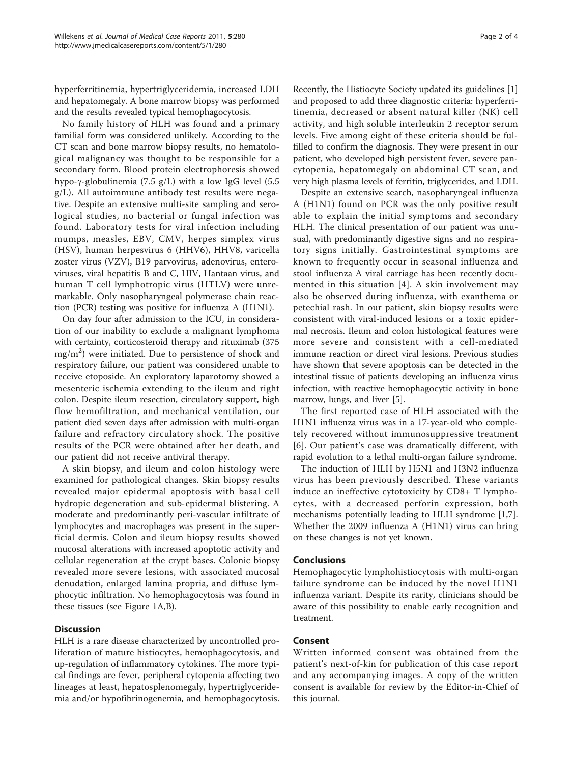hyperferritinemia, hypertriglyceridemia, increased LDH and hepatomegaly. A bone marrow biopsy was performed and the results revealed typical hemophagocytosis.

No family history of HLH was found and a primary familial form was considered unlikely. According to the CT scan and bone marrow biopsy results, no hematological malignancy was thought to be responsible for a secondary form. Blood protein electrophoresis showed hypo-γ-globulinemia (7.5 g/L) with a low IgG level (5.5 g/L). All autoimmune antibody test results were negative. Despite an extensive multi-site sampling and serological studies, no bacterial or fungal infection was found. Laboratory tests for viral infection including mumps, measles, EBV, CMV, herpes simplex virus (HSV), human herpesvirus 6 (HHV6), HHV8, varicella zoster virus (VZV), B19 parvovirus, adenovirus, enteroviruses, viral hepatitis B and C, HIV, Hantaan virus, and human T cell lymphotropic virus (HTLV) were unremarkable. Only nasopharyngeal polymerase chain reaction (PCR) testing was positive for influenza A (H1N1).

On day four after admission to the ICU, in consideration of our inability to exclude a malignant lymphoma with certainty, corticosteroid therapy and rituximab (375 $mg/m^2$) were initiated. Due to persistence of shock and respiratory failure, our patient was considered unable to receive etoposide. An exploratory laparotomy showed a mesenteric ischemia extending to the ileum and right colon. Despite ileum resection, circulatory support, high flow hemofiltration, and mechanical ventilation, our patient died seven days after admission with multi-organ failure and refractory circulatory shock. The positive results of the PCR were obtained after her death, and our patient did not receive antiviral therapy.

A skin biopsy, and ileum and colon histology were examined for pathological changes. Skin biopsy results revealed major epidermal apoptosis with basal cell hydropic degeneration and sub-epidermal blistering. A moderate and predominantly peri-vascular infiltrate of lymphocytes and macrophages was present in the superficial dermis. Colon and ileum biopsy results showed mucosal alterations with increased apoptotic activity and cellular regeneration at the crypt bases. Colonic biopsy revealed more severe lesions, with associated mucosal denudation, enlarged lamina propria, and diffuse lymphocytic infiltration. No hemophagocytosis was found in these tissues (see Figure 1A,B).

## Discussion

HLH is a rare disease characterized by uncontrolled proliferation of mature histiocytes, hemophagocytosis, and up-regulation of inflammatory cytokines. The more typical findings are fever, peripheral cytopenia affecting two lineages at least, hepatosplenomegaly, hypertriglyceridemia and/or hypofibrinogenemia, and hemophagocytosis. Recently, the Histiocyte Society updated its guidelines [1] and proposed to add three diagnostic criteria: hyperferritinemia, decreased or absent natural killer (NK) cell activity, and high soluble interleukin 2 receptor serum levels. Five among eight of these criteria should be fulfilled to confirm the diagnosis. They were present in our patient, who developed high persistent fever, severe pancytopenia, hepatomegaly on abdominal CT scan, and very high plasma levels of ferritin, triglycerides, and LDH.

Despite an extensive search, nasopharyngeal influenza A (H1N1) found on PCR was the only positive result able to explain the initial symptoms and secondary HLH. The clinical presentation of our patient was unusual, with predominantly digestive signs and no respiratory signs initially. Gastrointestinal symptoms are known to frequently occur in seasonal influenza and stool influenza A viral carriage has been recently documented in this situation [4]. A skin involvement may also be observed during influenza, with exanthema or petechial rash. In our patient, skin biopsy results were consistent with viral-induced lesions or a toxic epidermal necrosis. Ileum and colon histological features were more severe and consistent with a cell-mediated immune reaction or direct viral lesions. Previous studies have shown that severe apoptosis can be detected in the intestinal tissue of patients developing an influenza virus infection, with reactive hemophagocytic activity in bone marrow, lungs, and liver [5].

The first reported case of HLH associated with the H1N1 influenza virus was in a 17-year-old who completely recovered without immunosuppressive treatment [6]. Our patient's case was dramatically different, with rapid evolution to a lethal multi-organ failure syndrome.

The induction of HLH by H5N1 and H3N2 influenza virus has been previously described. These variants induce an ineffective cytotoxicity by CD8+ T lymphocytes, with a decreased perforin expression, both mechanisms potentially leading to HLH syndrome [1,7]. Whether the 2009 influenza A (H1N1) virus can bring on these changes is not yet known.

## Conclusions

Hemophagocytic lymphohistiocytosis with multi-organ failure syndrome can be induced by the novel H1N1 influenza variant. Despite its rarity, clinicians should be aware of this possibility to enable early recognition and treatment.

## Consent

Written informed consent was obtained from the patient's next-of-kin for publication of this case report and any accompanying images. A copy of the written consent is available for review by the Editor-in-Chief of this journal.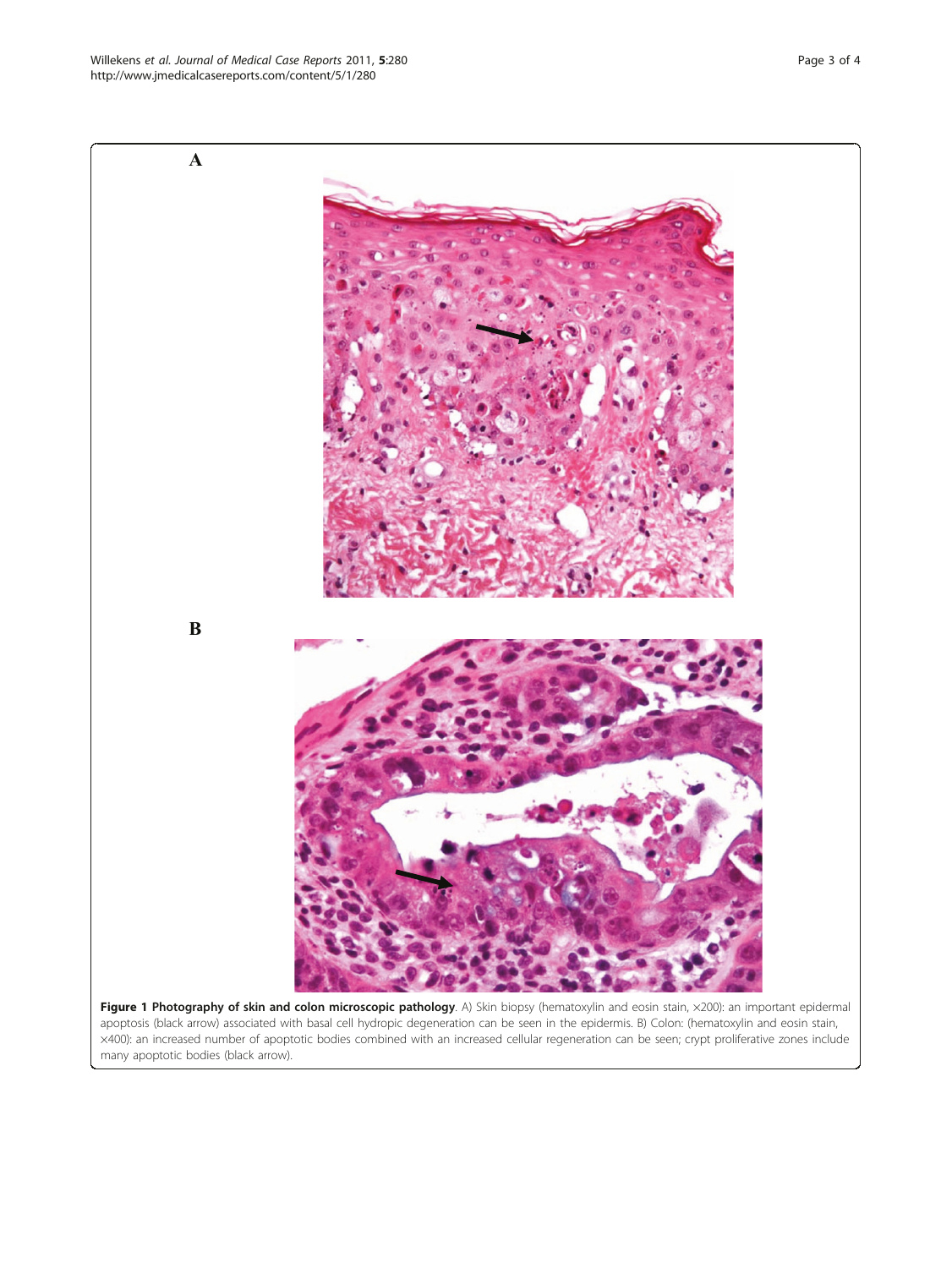**Figure 1 Photography of skin and colon microscopic pathology**. A) Skin biopsy (hematoxylin and eosin stain, ×200): an important epidermal apoptosis (black arrow) associated with basal cell hydropic degeneration can be seen in the epidermis. B) Colon: (hematoxylin and eosin stain, ×400): an increased number of apoptotic bodies combined with an increased cellular regeneration can be seen; crypt proliferative zones include many apoptotic bodies (black arrow).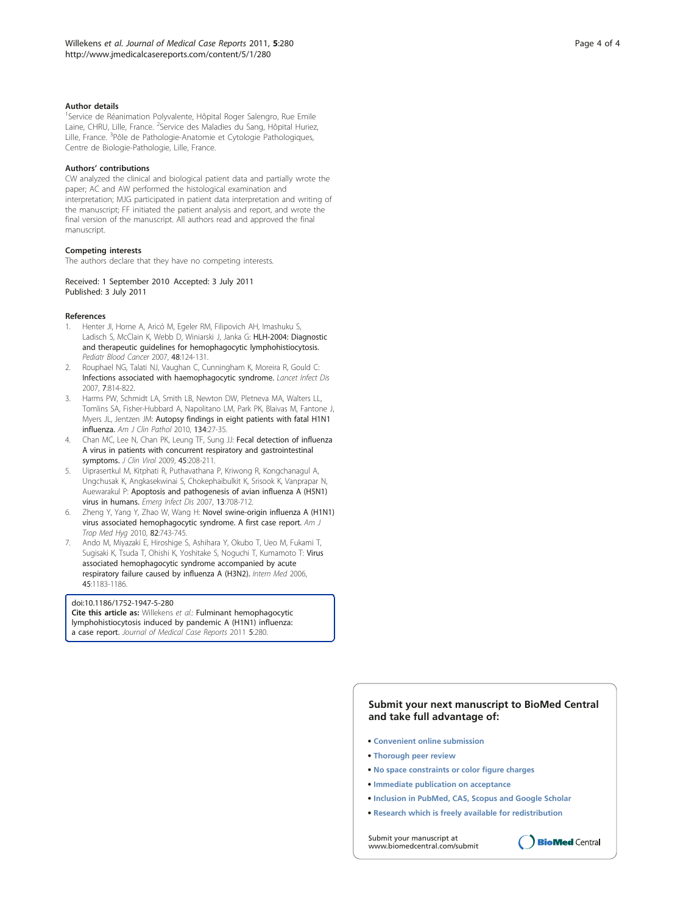### Author details

[1]Service de Réanimation Polyvalente, Hôpital Roger Salengro, Rue Emile Laine, CHRU, Lille, France. [2]Service des Maladies du Sang, Hôpital Huriez, Lille, France. [3]Pôle de Pathologie-Anatomie et Cytologie Pathologiques, Centre de Biologie-Pathologie, Lille, France.

### Authors' contributions

CW analyzed the clinical and biological patient data and partially wrote the paper; AC and AW performed the histological examination and interpretation; MJG participated in patient data interpretation and writing of the manuscript; FF initiated the patient analysis and report, and wrote the final version of the manuscript. All authors read and approved the final manuscript.

### Competing interests

The authors declare that they have no competing interests.

Received: 1 September 2010 Accepted: 3 July 2011
Published: 3 July 2011

### References

1. Henter JI, Horne A, Aricó M, Egeler RM, Filipovich AH, Imashuku S, Ladisch S, McClain K, Webb D, Winiarski J, Janka G: **HLH-2004: Diagnostic and therapeutic guidelines for hemophagocytic lymphohistiocytosis.** *Pediatr Blood Cancer* 2007, **48**:124-131.
2. Rouphael NG, Talati NJ, Vaughan C, Cunningham K, Moreira R, Gould C: **Infections associated with haemophagocytic syndrome.** *Lancet Infect Dis* 2007, **7**:814-822.
3. Harms PW, Schmidt LA, Smith LB, Newton DW, Pletneva MA, Walters LL, Tomlins SA, Fisher-Hubbard A, Napolitano LM, Park PK, Blaivas M, Fantone J, Myers JL, Jentzen JM: **Autopsy findings in eight patients with fatal H1N1 influenza.** *Am J Clin Pathol* 2010, **134**:27-35.
4. Chan MC, Lee N, Chan PK, Leung TF, Sung JJ: **Fecal detection of influenza A virus in patients with concurrent respiratory and gastrointestinal symptoms.** *J Clin Virol* 2009, **45**:208-211.
5. Uiprasertkul M, Kitphati R, Puthavathana P, Kriwong R, Kongchanagul A, Ungchusak K, Angkasekwinai S, Chokephaibulkit K, Srisook K, Vanprapar N, Auewarakul P: **Apoptosis and pathogenesis of avian influenza A (H5N1) virus in humans.** *Emerg Infect Dis* 2007, **13**:708-712.
6. Zheng Y, Yang Y, Zhao W, Wang H: **Novel swine-origin influenza A (H1N1) virus associated hemophagocytic syndrome. A first case report.** *Am J Trop Med Hyg* 2010, **82**:743-745.
7. Ando M, Miyazaki E, Hiroshige S, Ashihara Y, Okubo T, Ueo M, Fukami T, Sugisaki K, Tsuda T, Ohishi K, Yoshitake S, Noguchi T, Kumamoto T: **Virus associated hemophagocytic syndrome accompanied by acute respiratory failure caused by influenza A (H3N2).** *Intern Med* 2006, **45**:1183-1186.

doi:10.1186/1752-1947-5-280
**Cite this article as:** Willekens *et al.*: Fulminant hemophagocytic lymphohistiocytosis induced by pandemic A (H1N1) influenza: a case report. *Journal of Medical Case Reports* 2011 **5**:280.

**Submit your next manuscript to BioMed Central and take full advantage of:**

- Convenient online submission
- Thorough peer review
- No space constraints or color figure charges
- Immediate publication on acceptance
- Inclusion in PubMed, CAS, Scopus and Google Scholar
- Research which is freely available for redistribution

Submit your manuscript at
www.biomedcentral.com/submit

BioMed Central